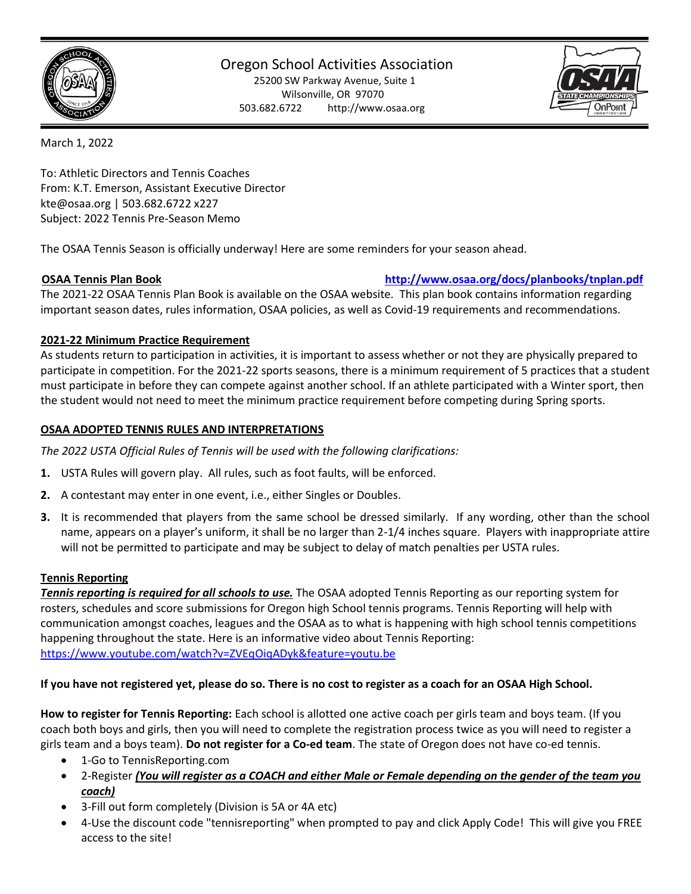# Oregon School Activities Association

25200 SW Parkway Avenue, Suite 1
Wilsonville, OR 97070
503.682.6722 http://www.osaa.org

March 1, 2022

To: Athletic Directors and Tennis Coaches
From: K.T. Emerson, Assistant Executive Director
kte@osaa.org | 503.682.6722 x227
Subject: 2022 Tennis Pre-Season Memo

The OSAA Tennis Season is officially underway! Here are some reminders for your season ahead.

**OSAA Tennis Plan Book** **http://www.osaa.org/docs/planbooks/tnplan.pdf**

The 2021-22 OSAA Tennis Plan Book is available on the OSAA website. This plan book contains information regarding important season dates, rules information, OSAA policies, as well as Covid-19 requirements and recommendations.

**2021-22 Minimum Practice Requirement**

As students return to participation in activities, it is important to assess whether or not they are physically prepared to participate in competition. For the 2021-22 sports seasons, there is a minimum requirement of 5 practices that a student must participate in before they can compete against another school. If an athlete participated with a Winter sport, then the student would not need to meet the minimum practice requirement before competing during Spring sports.

**OSAA ADOPTED TENNIS RULES AND INTERPRETATIONS**

*The 2022 USTA Official Rules of Tennis will be used with the following clarifications:*

1. USTA Rules will govern play. All rules, such as foot faults, will be enforced.
2. A contestant may enter in one event, i.e., either Singles or Doubles.
3. It is recommended that players from the same school be dressed similarly. If any wording, other than the school name, appears on a player's uniform, it shall be no larger than 2-1/4 inches square. Players with inappropriate attire will not be permitted to participate and may be subject to delay of match penalties per USTA rules.

**Tennis Reporting**

***Tennis reporting is required for all schools to use.*** The OSAA adopted Tennis Reporting as our reporting system for rosters, schedules and score submissions for Oregon high School tennis programs. Tennis Reporting will help with communication amongst coaches, leagues and the OSAA as to what is happening with high school tennis competitions happening throughout the state. Here is an informative video about Tennis Reporting:
https://www.youtube.com/watch?v=ZVEqOiqADyk&feature=youtu.be

**If you have not registered yet, please do so. There is no cost to register as a coach for an OSAA High School.**

**How to register for Tennis Reporting:** Each school is allotted one active coach per girls team and boys team. (If you coach both boys and girls, then you will need to complete the registration process twice as you will need to register a girls team and a boys team). **Do not register for a Co-ed team**. The state of Oregon does not have co-ed tennis.

- 1-Go to TennisReporting.com
- 2-Register ***(You will register as a COACH and either Male or Female depending on the gender of the team you coach)***
- 3-Fill out form completely (Division is 5A or 4A etc)
- 4-Use the discount code "tennisreporting" when prompted to pay and click Apply Code! This will give you FREE access to the site!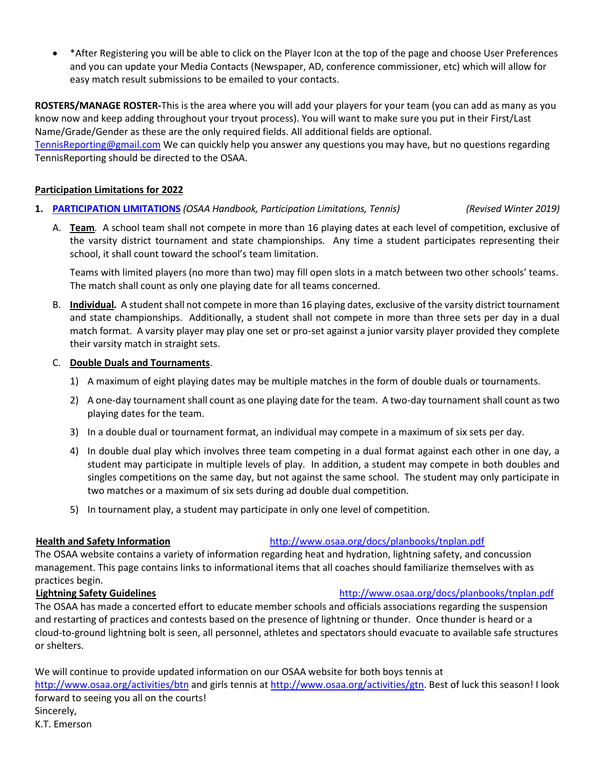- *After Registering you will be able to click on the Player Icon at the top of the page and choose User Preferences and you can update your Media Contacts (Newspaper, AD, conference commissioner, etc) which will allow for easy match result submissions to be emailed to your contacts.

**ROSTERS/MANAGE ROSTER-**This is the area where you will add your players for your team (you can add as many as you know now and keep adding throughout your tryout process). You will want to make sure you put in their First/Last Name/Grade/Gender as these are the only required fields. All additional fields are optional.
TennisReporting@gmail.com We can quickly help you answer any questions you may have, but no questions regarding TennisReporting should be directed to the OSAA.

**Participation Limitations for 2022**

1. **PARTICIPATION LIMITATIONS** *(OSAA Handbook, Participation Limitations, Tennis)* *(Revised Winter 2019)*

   A. **Team**. A school team shall not compete in more than 16 playing dates at each level of competition, exclusive of the varsity district tournament and state championships. Any time a student participates representing their school, it shall count toward the school's team limitation.

   Teams with limited players (no more than two) may fill open slots in a match between two other schools' teams. The match shall count as only one playing date for all teams concerned.

   B. **Individual.** A student shall not compete in more than 16 playing dates, exclusive of the varsity district tournament and state championships. Additionally, a student shall not compete in more than three sets per day in a dual match format. A varsity player may play one set or pro-set against a junior varsity player provided they complete their varsity match in straight sets.

   C. **Double Duals and Tournaments**.

      1) A maximum of eight playing dates may be multiple matches in the form of double duals or tournaments.
      2) A one-day tournament shall count as one playing date for the team. A two-day tournament shall count as two playing dates for the team.
      3) In a double dual or tournament format, an individual may compete in a maximum of six sets per day.
      4) In double dual play which involves three team competing in a dual format against each other in one day, a student may participate in multiple levels of play. In addition, a student may compete in both doubles and singles competitions on the same day, but not against the same school. The student may only participate in two matches or a maximum of six sets during ad double dual competition.
      5) In tournament play, a student may participate in only one level of competition.

**Health and Safety Information** http://www.osaa.org/docs/planbooks/tnplan.pdf

The OSAA website contains a variety of information regarding heat and hydration, lightning safety, and concussion management. This page contains links to informational items that all coaches should familiarize themselves with as practices begin.

**Lightning Safety Guidelines** http://www.osaa.org/docs/planbooks/tnplan.pdf

The OSAA has made a concerted effort to educate member schools and officials associations regarding the suspension and restarting of practices and contests based on the presence of lightning or thunder. Once thunder is heard or a cloud-to-ground lightning bolt is seen, all personnel, athletes and spectators should evacuate to available safe structures or shelters.

We will continue to provide updated information on our OSAA website for both boys tennis at http://www.osaa.org/activities/btn and girls tennis at http://www.osaa.org/activities/gtn. Best of luck this season! I look forward to seeing you all on the courts!

Sincerely,
K.T. Emerson